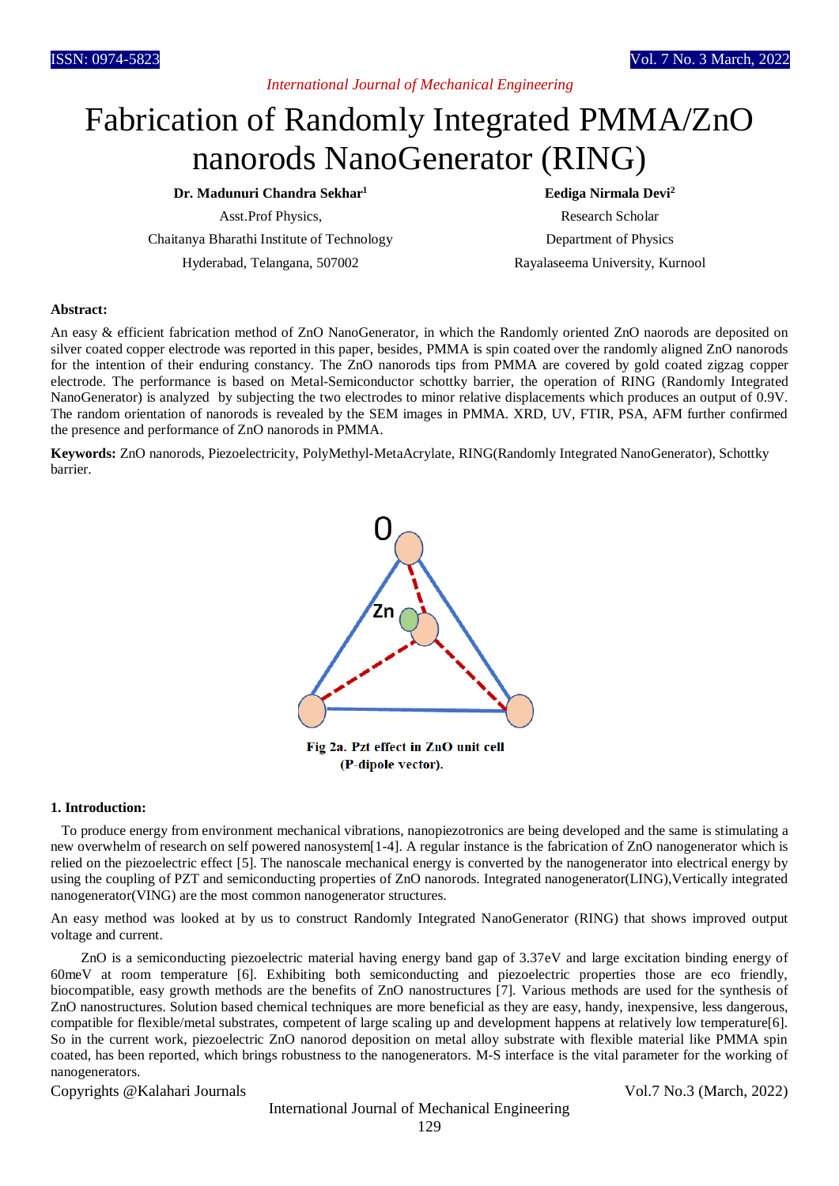# Fabrication of Randomly Integrated PMMA/ZnO nanorods NanoGenerator (RING)

**Dr. Madunuri Chandra Sekhar[1]**
Asst.Prof Physics,
Chaitanya Bharathi Institute of Technology
Hyderabad, Telangana, 507002

**Eediga Nirmala Devi[2]**
Research Scholar
Department of Physics
Rayalaseema University, Kurnool

**Abstract:**

An easy & efficient fabrication method of ZnO NanoGenerator, in which the Randomly oriented ZnO naorods are deposited on silver coated copper electrode was reported in this paper, besides, PMMA is spin coated over the randomly aligned ZnO nanorods for the intention of their enduring constancy. The ZnO nanorods tips from PMMA are covered by gold coated zigzag copper electrode. The performance is based on Metal-Semiconductor schottky barrier, the operation of RING (Randomly Integrated NanoGenerator) is analyzed by subjecting the two electrodes to minor relative displacements which produces an output of 0.9V. The random orientation of nanorods is revealed by the SEM images in PMMA. XRD, UV, FTIR, PSA, AFM further confirmed the presence and performance of ZnO nanorods in PMMA.

**Keywords:** ZnO nanorods, Piezoelectricity, PolyMethyl-MetaAcrylate, RING(Randomly Integrated NanoGenerator), Schottky barrier.

O

Zn

**Fig 2a. Pzt effect in ZnO unit cell (P-dipole vector).**

## 1. Introduction:

To produce energy from environment mechanical vibrations, nanopiezotronics are being developed and the same is stimulating a new overwhelm of research on self powered nanosystem[1-4]. A regular instance is the fabrication of ZnO nanogenerator which is relied on the piezoelectric effect [5]. The nanoscale mechanical energy is converted by the nanogenerator into electrical energy by using the coupling of PZT and semiconducting properties of ZnO nanorods. Integrated nanogenerator(LING),Vertically integrated nanogenerator(VING) are the most common nanogenerator structures.

An easy method was looked at by us to construct Randomly Integrated NanoGenerator (RING) that shows improved output voltage and current.

ZnO is a semiconducting piezoelectric material having energy band gap of 3.37eV and large excitation binding energy of 60meV at room temperature [6]. Exhibiting both semiconducting and piezoelectric properties those are eco friendly, biocompatible, easy growth methods are the benefits of ZnO nanostructures [7]. Various methods are used for the synthesis of ZnO nanostructures. Solution based chemical techniques are more beneficial as they are easy, handy, inexpensive, less dangerous, compatible for flexible/metal substrates, competent of large scaling up and development happens at relatively low temperature[6]. So in the current work, piezoelectric ZnO nanorod deposition on metal alloy substrate with flexible material like PMMA spin coated, has been reported, which brings robustness to the nanogenerators. M-S interface is the vital parameter for the working of nanogenerators.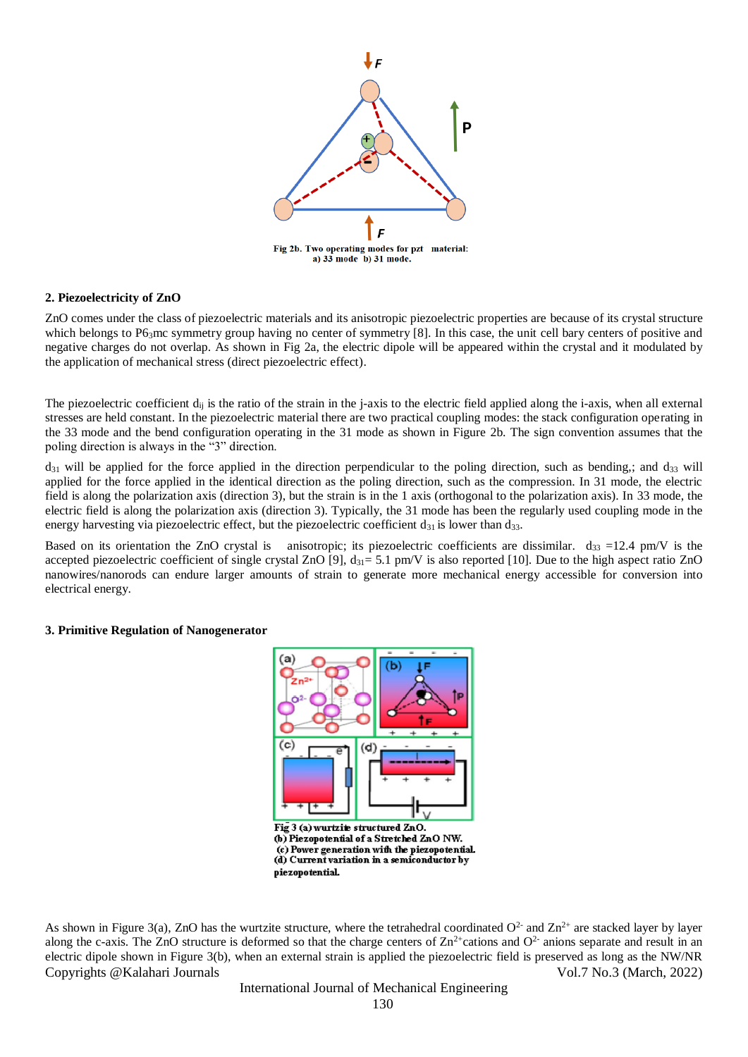F

P

F

Fig 2b. Two operating modes for pzt material:
a) 33 mode b) 31 mode.

## 2. Piezoelectricity of ZnO

ZnO comes under the class of piezoelectric materials and its anisotropic piezoelectric properties are because of its crystal structure which belongs to $P6_3mc$ symmetry group having no center of symmetry [8]. In this case, the unit cell bary centers of positive and negative charges do not overlap. As shown in Fig 2a, the electric dipole will be appeared within the crystal and it modulated by the application of mechanical stress (direct piezoelectric effect).

The piezoelectric coefficient $d_{ij}$ is the ratio of the strain in the j-axis to the electric field applied along the i-axis, when all external stresses are held constant. In the piezoelectric material there are two practical coupling modes: the stack configuration operating in the 33 mode and the bend configuration operating in the 31 mode as shown in Figure 2b. The sign convention assumes that the poling direction is always in the "3" direction.

$d_{31}$ will be applied for the force applied in the direction perpendicular to the poling direction, such as bending,; and $d_{33}$ will applied for the force applied in the identical direction as the poling direction, such as the compression. In 31 mode, the electric field is along the polarization axis (direction 3), but the strain is in the 1 axis (orthogonal to the polarization axis). In 33 mode, the electric field is along the polarization axis (direction 3). Typically, the 31 mode has been the regularly used coupling mode in the energy harvesting via piezoelectric effect, but the piezoelectric coefficient $d_{31}$ is lower than $d_{33}$.

Based on its orientation the ZnO crystal is anisotropic; its piezoelectric coefficients are dissimilar. $d_{33}$ =12.4 pm/V is the accepted piezoelectric coefficient of single crystal ZnO [9], $d_{31}$= 5.1 pm/V is also reported [10]. Due to the high aspect ratio ZnO nanowires/nanorods can endure larger amounts of strain to generate more mechanical energy accessible for conversion into electrical energy.

## 3. Primitive Regulation of Nanogenerator

(a) $Zn^{2+}$ $O^{2-}$

(b) F P F

(c) e

(d) V

Fig 3 (a) wurtzite structured ZnO.
(b) Piezopotential of a Stretched ZnO NW.
(c) Power generation with the piezopotential.
(d) Current variation in a semiconductor by piezopotential.

As shown in Figure 3(a), ZnO has the wurtzite structure, where the tetrahedral coordinated $O^{2-}$ and $Zn^{2+}$ are stacked layer by layer along the c-axis. The ZnO structure is deformed so that the charge centers of $Zn^{2+}$cations and $O^{2-}$ anions separate and result in an electric dipole shown in Figure 3(b), when an external strain is applied the piezoelectric field is preserved as long as the NW/NR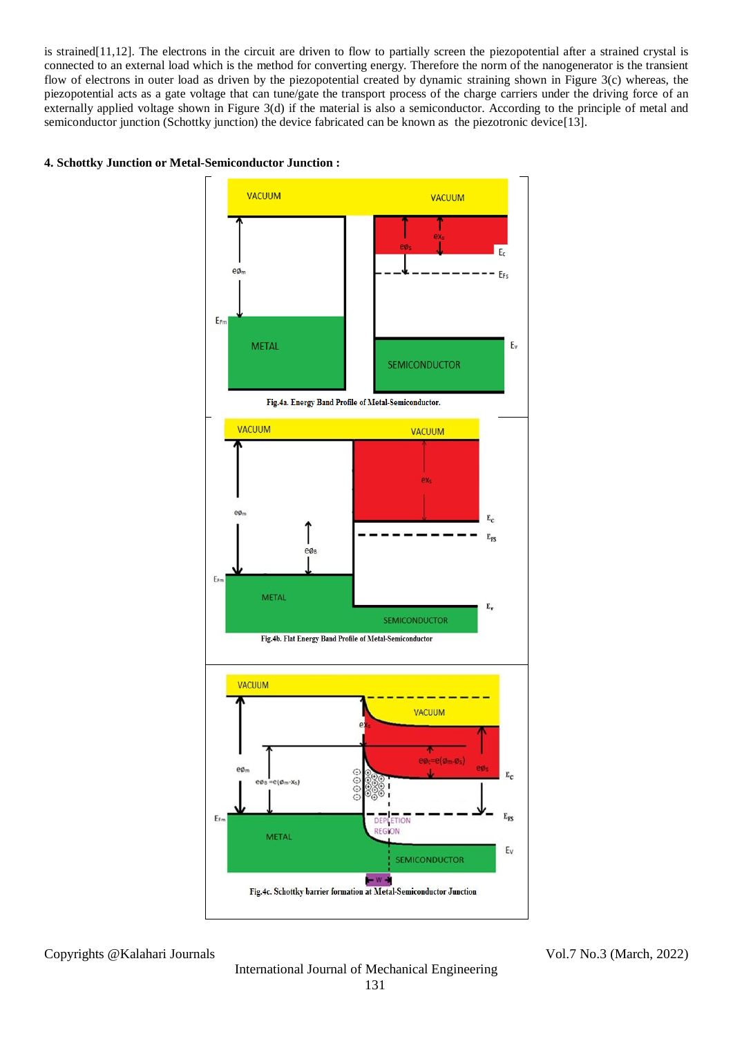is strained[11,12]. The electrons in the circuit are driven to flow to partially screen the piezopotential after a strained crystal is connected to an external load which is the method for converting energy. Therefore the norm of the nanogenerator is the transient flow of electrons in outer load as driven by the piezopotential created by dynamic straining shown in Figure 3(c) whereas, the piezopotential acts as a gate voltage that can tune/gate the transport process of the charge carriers under the driving force of an externally applied voltage shown in Figure 3(d) if the material is also a semiconductor. According to the principle of metal and semiconductor junction (Schottky junction) the device fabricated can be known as the piezotronic device[13].

**4. Schottky Junction or Metal-Semiconductor Junction :**

VACUUM

VACUUM

$e\phi_m$

$e\phi_s$

$e\chi_s$

$E_c$

$E_{Fs}$

$E_{Fm}$

METAL

$E_v$

SEMICONDUCTOR

Fig.4a. Energy Band Profile of Metal-Semiconductor.

VACUUM

VACUUM

$e\chi_s$

$e\phi_m$

$e\phi_B$

$E_c$

$E_{FS}$

$E_{Fm}$

METAL

$E_v$

SEMICONDUCTOR

Fig.4b. Flat Energy Band Profile of Metal-Semiconductor

VACUUM

VACUUM

$e\chi_s$

$e\phi_m$

$e\phi_B = e(\phi_m - \chi_s)$

$e\phi_c = e(\phi_m - \phi_s)$

$e\phi_s$

$E_c$

$E_{FS}$

$E_{Fm}$

DEPLETION REGION

METAL

$E_v$

SEMICONDUCTOR

W

Fig.4c. Schottky barrier formation at Metal-Semiconductor Junction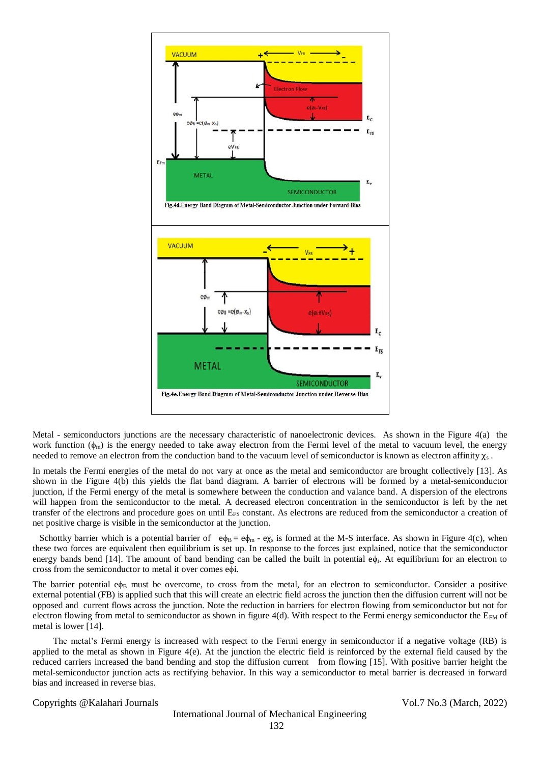VACUUM

$V_{FB}$

Electron Flow

$e(\phi_i - V_{FB})$

$e\phi_m$

$e\phi_B = e(\phi_m - \chi_s)$

$eV_{FB}$

$E_c$

$E_{FS}$

$E_{Fm}$

METAL

$E_v$

SEMICONDUCTOR

**Fig.4d.Energy Band Diagram of Metal-Semiconductor Junction under Forward Bias**

VACUUM

$V_{RB}$

$e\phi_m$

$e\phi_B = e(\phi_m - \chi_s)$

$e(\phi_i + V_{RB})$

$E_c$

$E_{FS}$

METAL

$E_v$

SEMICONDUCTOR

**Fig.4e.Energy Band Diagram of Metal-Semiconductor Junction under Reverse Bias**

Metal - semiconductors junctions are the necessary characteristic of nanoelectronic devices. As shown in the Figure 4(a) the work function ($\phi_m$) is the energy needed to take away electron from the Fermi level of the metal to vacuum level, the energy needed to remove an electron from the conduction band to the vacuum level of semiconductor is known as electron affinity $\chi_s$ .

In metals the Fermi energies of the metal do not vary at once as the metal and semiconductor are brought collectively [13]. As shown in the Figure 4(b) this yields the flat band diagram. A barrier of electrons will be formed by a metal-semiconductor junction, if the Fermi energy of the metal is somewhere between the conduction and valance band. A dispersion of the electrons will happen from the semiconductor to the metal. A decreased electron concentration in the semiconductor is left by the net transfer of the electrons and procedure goes on until $E_{FS}$ constant. As electrons are reduced from the semiconductor a creation of net positive charge is visible in the semiconductor at the junction.

Schottky barrier which is a potential barrier of $e\phi_B = e\phi_m - e\chi_s$ is formed at the M-S interface. As shown in Figure 4(c), when these two forces are equivalent then equilibrium is set up. In response to the forces just explained, notice that the semiconductor energy bands bend [14]. The amount of band bending can be called the built in potential $e\phi_i$. At equilibrium for an electron to cross from the semiconductor to metal it over comes $e\phi$i.

The barrier potential $e\phi_B$ must be overcome, to cross from the metal, for an electron to semiconductor. Consider a positive external potential (FB) is applied such that this will create an electric field across the junction then the diffusion current will not be opposed and current flows across the junction. Note the reduction in barriers for electron flowing from semiconductor but not for electron flowing from metal to semiconductor as shown in figure 4(d). With respect to the Fermi energy semiconductor the $E_{FM}$ of metal is lower [14].

The metal's Fermi energy is increased with respect to the Fermi energy in semiconductor if a negative voltage (RB) is applied to the metal as shown in Figure 4(e). At the junction the electric field is reinforced by the external field caused by the reduced carriers increased the band bending and stop the diffusion current from flowing [15]. With positive barrier height the metal-semiconductor junction acts as rectifying behavior. In this way a semiconductor to metal barrier is decreased in forward bias and increased in reverse bias.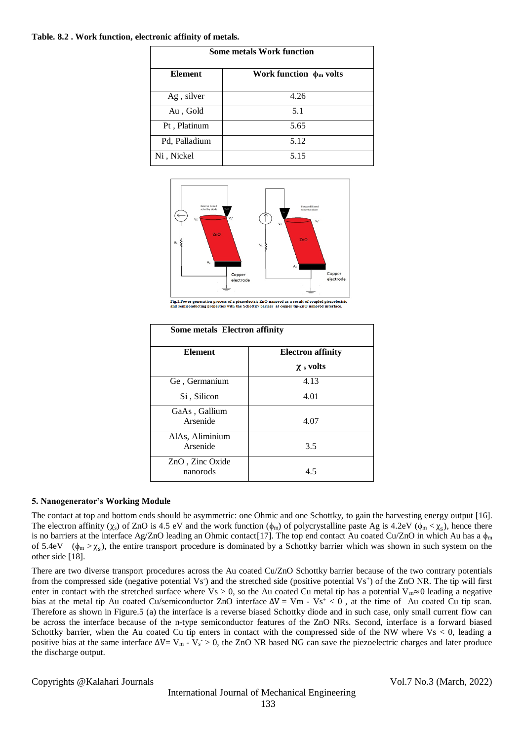**Table. 8.2 . Work function, electronic affinity of metals.**

| Some metals Work function | |
|---|---|
| **Element** | **Work function $\phi_m$ volts** |
| Ag , silver | 4.26 |
| Au , Gold | 5.1 |
| Pt , Platinum | 5.65 |
| Pd, Palladium | 5.12 |
| Ni , Nickel | 5.15 |

Reverse biased schottky diode

Forward Biased schottky diode

ZnO

Copper electrode

Fig.5.Power generation process of a piezoelectric ZnO nanorod as a result of coupled piezoelectric and semiconducting properties with the Schottky barrier at copper tip-ZnO nanorod interface.

| Some metals Electron affinity | |
|---|---|
| **Element** | **Electron affinity $\chi_s$ volts** |
| Ge , Germanium | 4.13 |
| Si , Silicon | 4.01 |
| GaAs , Gallium Arsenide | 4.07 |
| AlAs, Aliminium Arsenide | 3.5 |
| ZnO , Zinc Oxide nanorods | 4.5 |

## 5. Nanogenerator's Working Module

The contact at top and bottom ends should be asymmetric: one Ohmic and one Schottky, to gain the harvesting energy output [16]. The electron affinity ($\chi_s$) of ZnO is 4.5 eV and the work function ($\phi_m$) of polycrystalline paste Ag is 4.2eV ($\phi_m < \chi_s$), hence there is no barriers at the interface Ag/ZnO leading an Ohmic contact[17]. The top end contact Au coated Cu/ZnO in which Au has a $\phi_m$ of 5.4eV ($\phi_m > \chi_s$), the entire transport procedure is dominated by a Schottky barrier which was shown in such system on the other side [18].

There are two diverse transport procedures across the Au coated Cu/ZnO Schottky barrier because of the two contrary potentials from the compressed side (negative potential $Vs^-$) and the stretched side (positive potential $Vs^+$) of the ZnO NR. The tip will first enter in contact with the stretched surface where $Vs > 0$, so the Au coated Cu metal tip has a potential $V_m \approx 0$ leading a negative bias at the metal tip Au coated Cu/semiconductor ZnO interface $\Delta V = Vm - Vs^+ < 0$ , at the time of Au coated Cu tip scan. Therefore as shown in Figure.5 (a) the interface is a reverse biased Schottky diode and in such case, only small current flow can be across the interface because of the n-type semiconductor features of the ZnO NRs. Second, interface is a forward biased Schottky barrier, when the Au coated Cu tip enters in contact with the compressed side of the NW where $Vs < 0$, leading a positive bias at the same interface $\Delta V = V_m - V_s^- > 0$, the ZnO NR based NG can save the piezoelectric charges and later produce the discharge output.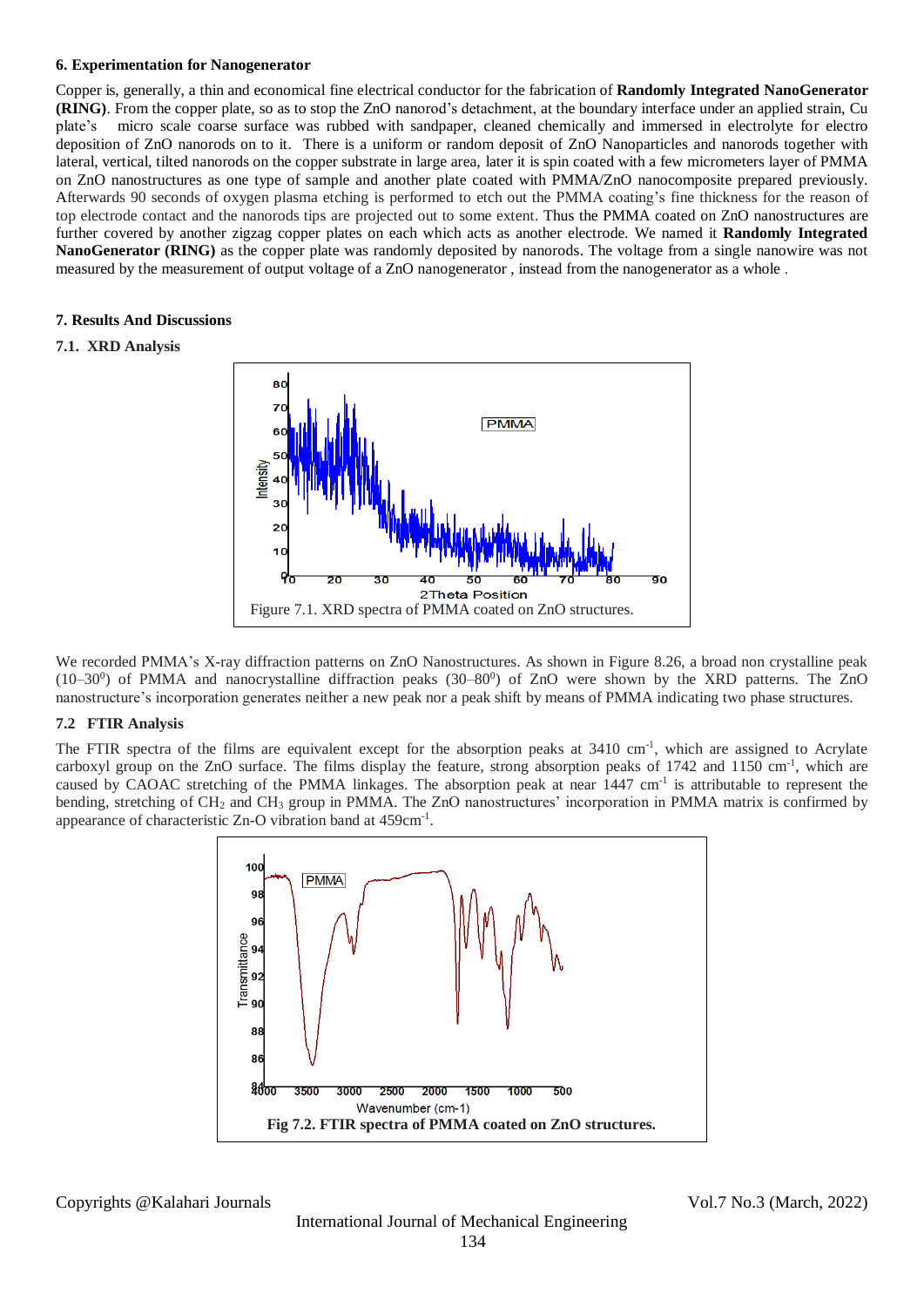### 6. Experimentation for Nanogenerator

Copper is, generally, a thin and economical fine electrical conductor for the fabrication of **Randomly Integrated NanoGenerator (RING)**. From the copper plate, so as to stop the ZnO nanorod's detachment, at the boundary interface under an applied strain, Cu plate's micro scale coarse surface was rubbed with sandpaper, cleaned chemically and immersed in electrolyte for electro deposition of ZnO nanorods on to it. There is a uniform or random deposit of ZnO Nanoparticles and nanorods together with lateral, vertical, tilted nanorods on the copper substrate in large area, later it is spin coated with a few micrometers layer of PMMA on ZnO nanostructures as one type of sample and another plate coated with PMMA/ZnO nanocomposite prepared previously. Afterwards 90 seconds of oxygen plasma etching is performed to etch out the PMMA coating's fine thickness for the reason of top electrode contact and the nanorods tips are projected out to some extent. Thus the PMMA coated on ZnO nanostructures are further covered by another zigzag copper plates on each which acts as another electrode. We named it **Randomly Integrated NanoGenerator (RING)** as the copper plate was randomly deposited by nanorods. The voltage from a single nanowire was not measured by the measurement of output voltage of a ZnO nanogenerator , instead from the nanogenerator as a whole .

### 7. Results And Discussions

#### 7.1. XRD Analysis

PMMA
Intensity
0 10 20 30 40 50 60 70 80
10 20 30 40 50 60 70 80 90
2Theta Position

Figure 7.1. XRD spectra of PMMA coated on ZnO structures.

We recorded PMMA's X-ray diffraction patterns on ZnO Nanostructures. As shown in Figure 8.26, a broad non crystalline peak (10–30$^0$) of PMMA and nanocrystalline diffraction peaks (30–80$^0$) of ZnO were shown by the XRD patterns. The ZnO nanostructure's incorporation generates neither a new peak nor a peak shift by means of PMMA indicating two phase structures.

#### 7.2 FTIR Analysis

The FTIR spectra of the films are equivalent except for the absorption peaks at 3410 cm$^{-1}$, which are assigned to Acrylate carboxyl group on the ZnO surface. The films display the feature, strong absorption peaks of 1742 and 1150 cm$^{-1}$, which are caused by CAOAC stretching of the PMMA linkages. The absorption peak at near 1447 cm$^{-1}$ is attributable to represent the bending, stretching of $CH_2$ and $CH_3$ group in PMMA. The ZnO nanostructures' incorporation in PMMA matrix is confirmed by appearance of characteristic Zn-O vibration band at 459cm$^{-1}$.

PMMA
Transmittance
84 86 88 90 92 94 96 98 100
4000 3500 3000 2500 2000 1500 1000 500
Wavenumber (cm-1)

**Fig 7.2. FTIR spectra of PMMA coated on ZnO structures.**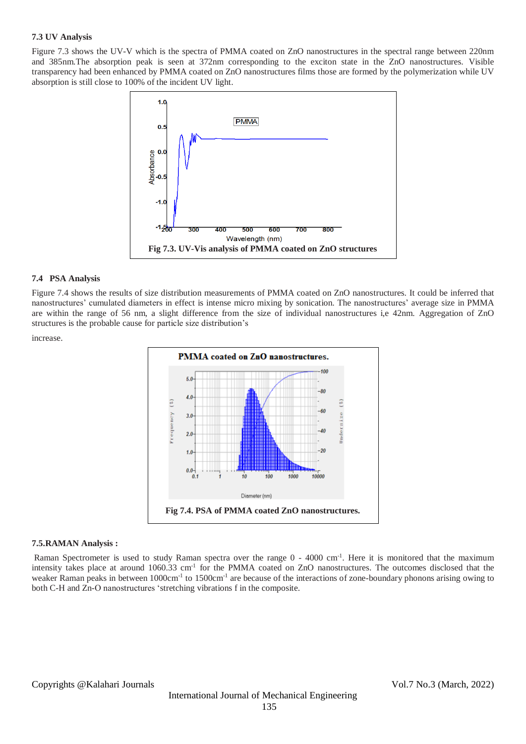### 7.3 UV Analysis

Figure 7.3 shows the UV-V which is the spectra of PMMA coated on ZnO nanostructures in the spectral range between 220nm and 385nm.The absorption peak is seen at 372nm corresponding to the exciton state in the ZnO nanostructures. Visible transparency had been enhanced by PMMA coated on ZnO nanostructures films those are formed by the polymerization while UV absorption is still close to 100% of the incident UV light.

PMMA

Absorbance

1.0
0.5
0.0
-0.5
-1.0
-1.5

200 300 400 500 600 700 800

Wavelength (nm)

**Fig 7.3. UV-Vis analysis of PMMA coated on ZnO structures**

### 7.4 PSA Analysis

Figure 7.4 shows the results of size distribution measurements of PMMA coated on ZnO nanostructures. It could be inferred that nanostructures' cumulated diameters in effect is intense micro mixing by sonication. The nanostructures' average size in PMMA are within the range of 56 nm, a slight difference from the size of individual nanostructures i,e 42nm. Aggregation of ZnO structures is the probable cause for particle size distribution's

increase.

PMMA coated on ZnO nanostructures.

Frequency (%)

5.0
4.0
3.0
2.0
1.0
0.0

Undersize (%)

100
80
60
40
20

0.1 1 10 100 1000 10000

Diameter (nm)

**Fig 7.4. PSA of PMMA coated ZnO nanostructures.**

### 7.5.RAMAN Analysis :

Raman Spectrometer is used to study Raman spectra over the range 0 - 4000 $cm^{-1}$. Here it is monitored that the maximum intensity takes place at around 1060.33 $cm^{-1}$ for the PMMA coated on ZnO nanostructures. The outcomes disclosed that the weaker Raman peaks in between 1000$cm^{-1}$ to 1500$cm^{-1}$ are because of the interactions of zone-boundary phonons arising owing to both C-H and Zn-O nanostructures 'stretching vibrations f in the composite.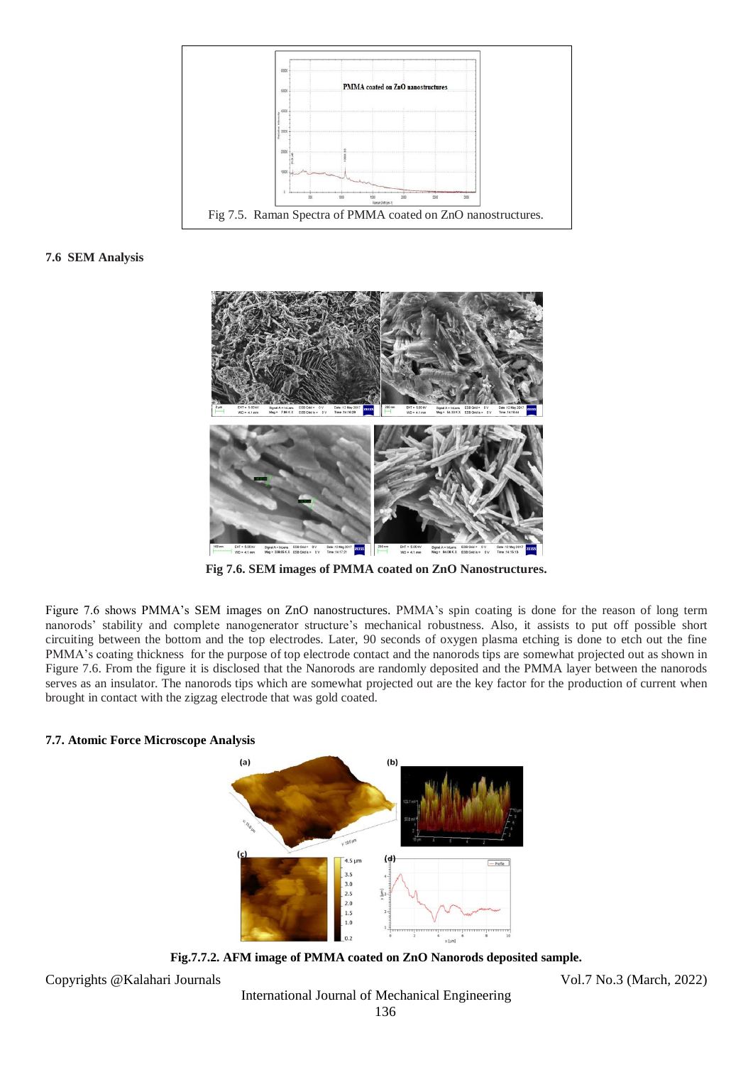PMMA coated on ZnO nanostructures

Fig 7.5. Raman Spectra of PMMA coated on ZnO nanostructures.

### 7.6 SEM Analysis

Fig 7.6. SEM images of PMMA coated on ZnO Nanostructures.

Figure 7.6 shows PMMA's SEM images on ZnO nanostructures. PMMA's spin coating is done for the reason of long term nanorods' stability and complete nanogenerator structure's mechanical robustness. Also, it assists to put off possible short circuiting between the bottom and the top electrodes. Later, 90 seconds of oxygen plasma etching is done to etch out the fine PMMA's coating thickness for the purpose of top electrode contact and the nanorods tips are somewhat projected out as shown in Figure 7.6. From the figure it is disclosed that the Nanorods are randomly deposited and the PMMA layer between the nanorods serves as an insulator. The nanorods tips which are somewhat projected out are the key factor for the production of current when brought in contact with the zigzag electrode that was gold coated.

### 7.7. Atomic Force Microscope Analysis

(a)

(b)

(c)

4.5 µm
3.5
3.0
2.5
2.0
1.5
1.0
0.2

(d)

Profile

Fig.7.7.2. AFM image of PMMA coated on ZnO Nanorods deposited sample.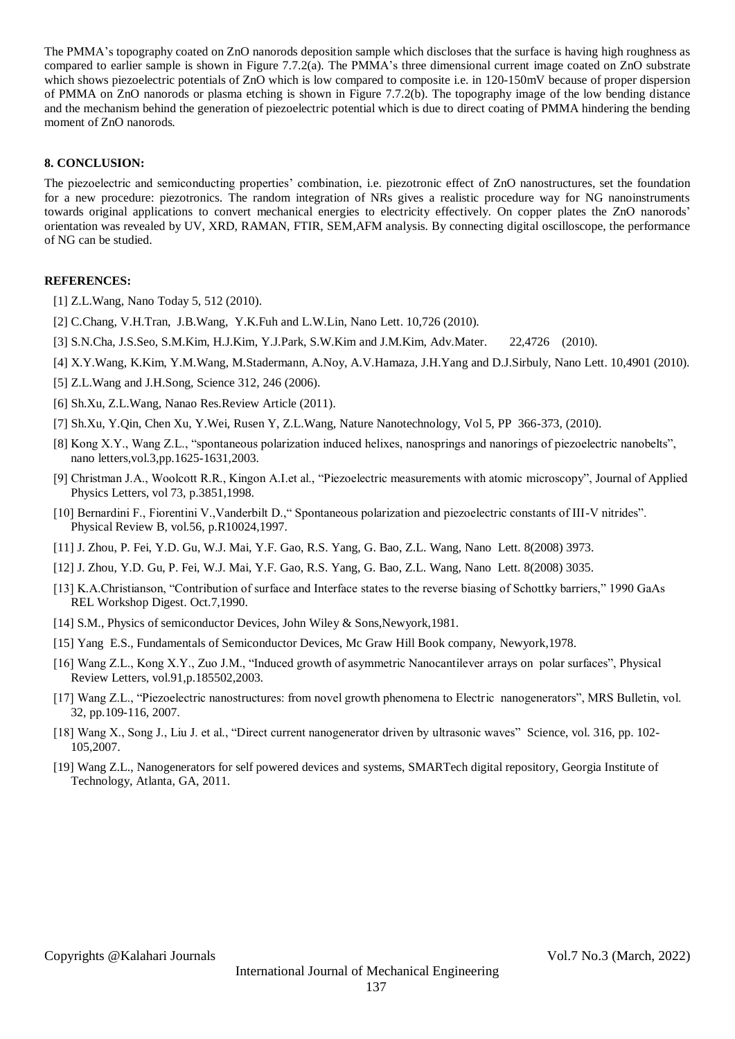The PMMA's topography coated on ZnO nanorods deposition sample which discloses that the surface is having high roughness as compared to earlier sample is shown in Figure 7.7.2(a). The PMMA's three dimensional current image coated on ZnO substrate which shows piezoelectric potentials of ZnO which is low compared to composite i.e. in 120-150mV because of proper dispersion of PMMA on ZnO nanorods or plasma etching is shown in Figure 7.7.2(b). The topography image of the low bending distance and the mechanism behind the generation of piezoelectric potential which is due to direct coating of PMMA hindering the bending moment of ZnO nanorods.

## 8. CONCLUSION:

The piezoelectric and semiconducting properties' combination, i.e. piezotronic effect of ZnO nanostructures, set the foundation for a new procedure: piezotronics. The random integration of NRs gives a realistic procedure way for NG nanoinstruments towards original applications to convert mechanical energies to electricity effectively. On copper plates the ZnO nanorods' orientation was revealed by UV, XRD, RAMAN, FTIR, SEM,AFM analysis. By connecting digital oscilloscope, the performance of NG can be studied.

## REFERENCES:

[1] Z.L.Wang, Nano Today 5, 512 (2010).

[2] C.Chang, V.H.Tran, J.B.Wang, Y.K.Fuh and L.W.Lin, Nano Lett. 10,726 (2010).

[3] S.N.Cha, J.S.Seo, S.M.Kim, H.J.Kim, Y.J.Park, S.W.Kim and J.M.Kim, Adv.Mater. 22,4726 (2010).

[4] X.Y.Wang, K.Kim, Y.M.Wang, M.Stadermann, A.Noy, A.V.Hamaza, J.H.Yang and D.J.Sirbuly, Nano Lett. 10,4901 (2010).

[5] Z.L.Wang and J.H.Song, Science 312, 246 (2006).

[6] Sh.Xu, Z.L.Wang, Nanao Res.Review Article (2011).

[7] Sh.Xu, Y.Qin, Chen Xu, Y.Wei, Rusen Y, Z.L.Wang, Nature Nanotechnology, Vol 5, PP 366-373, (2010).

[8] Kong X.Y., Wang Z.L., "spontaneous polarization induced helixes, nanosprings and nanorings of piezoelectric nanobelts", nano letters,vol.3,pp.1625-1631,2003.

[9] Christman J.A., Woolcott R.R., Kingon A.I.et al., "Piezoelectric measurements with atomic microscopy", Journal of Applied Physics Letters, vol 73, p.3851,1998.

[10] Bernardini F., Fiorentini V.,Vanderbilt D.," Spontaneous polarization and piezoelectric constants of III-V nitrides". Physical Review B, vol.56, p.R10024,1997.

[11] J. Zhou, P. Fei, Y.D. Gu, W.J. Mai, Y.F. Gao, R.S. Yang, G. Bao, Z.L. Wang, Nano Lett. 8(2008) 3973.

[12] J. Zhou, Y.D. Gu, P. Fei, W.J. Mai, Y.F. Gao, R.S. Yang, G. Bao, Z.L. Wang, Nano Lett. 8(2008) 3035.

[13] K.A.Christianson, "Contribution of surface and Interface states to the reverse biasing of Schottky barriers," 1990 GaAs REL Workshop Digest. Oct.7,1990.

[14] S.M., Physics of semiconductor Devices, John Wiley & Sons,Newyork,1981.

[15] Yang E.S., Fundamentals of Semiconductor Devices, Mc Graw Hill Book company, Newyork,1978.

[16] Wang Z.L., Kong X.Y., Zuo J.M., "Induced growth of asymmetric Nanocantilever arrays on polar surfaces", Physical Review Letters, vol.91,p.185502,2003.

[17] Wang Z.L., "Piezoelectric nanostructures: from novel growth phenomena to Electric nanogenerators", MRS Bulletin, vol. 32, pp.109-116, 2007.

[18] Wang X., Song J., Liu J. et al., "Direct current nanogenerator driven by ultrasonic waves" Science, vol. 316, pp. 102-105,2007.

[19] Wang Z.L., Nanogenerators for self powered devices and systems, SMARTech digital repository, Georgia Institute of Technology, Atlanta, GA, 2011.